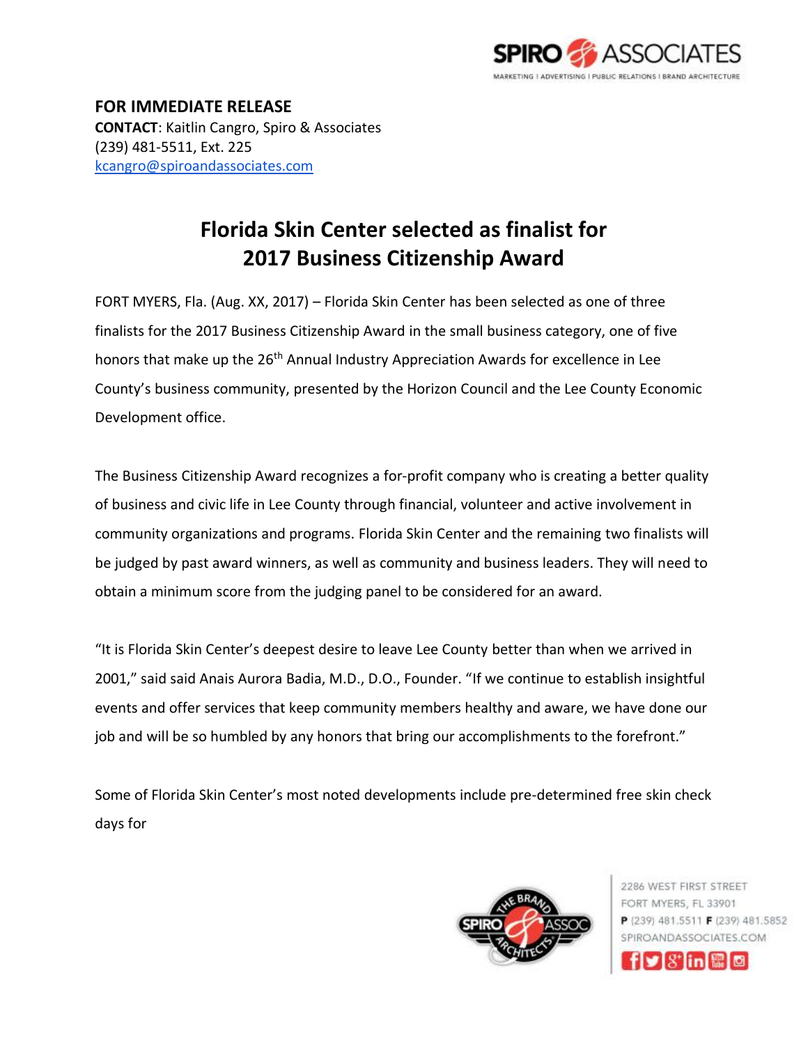**FOR IMMEDIATE RELEASE**
**CONTACT**: Kaitlin Cangro, Spiro & Associates
(239) 481-5511, Ext. 225
kcangro@spiroandassociates.com

# Florida Skin Center selected as finalist for 2017 Business Citizenship Award

FORT MYERS, Fla. (Aug. XX, 2017) – Florida Skin Center has been selected as one of three finalists for the 2017 Business Citizenship Award in the small business category, one of five honors that make up the 26th Annual Industry Appreciation Awards for excellence in Lee County's business community, presented by the Horizon Council and the Lee County Economic Development office.

The Business Citizenship Award recognizes a for-profit company who is creating a better quality of business and civic life in Lee County through financial, volunteer and active involvement in community organizations and programs. Florida Skin Center and the remaining two finalists will be judged by past award winners, as well as community and business leaders. They will need to obtain a minimum score from the judging panel to be considered for an award.

"It is Florida Skin Center's deepest desire to leave Lee County better than when we arrived in 2001," said said Anais Aurora Badia, M.D., D.O., Founder. "If we continue to establish insightful events and offer services that keep community members healthy and aware, we have done our job and will be so humbled by any honors that bring our accomplishments to the forefront."

Some of Florida Skin Center's most noted developments include pre-determined free skin check days for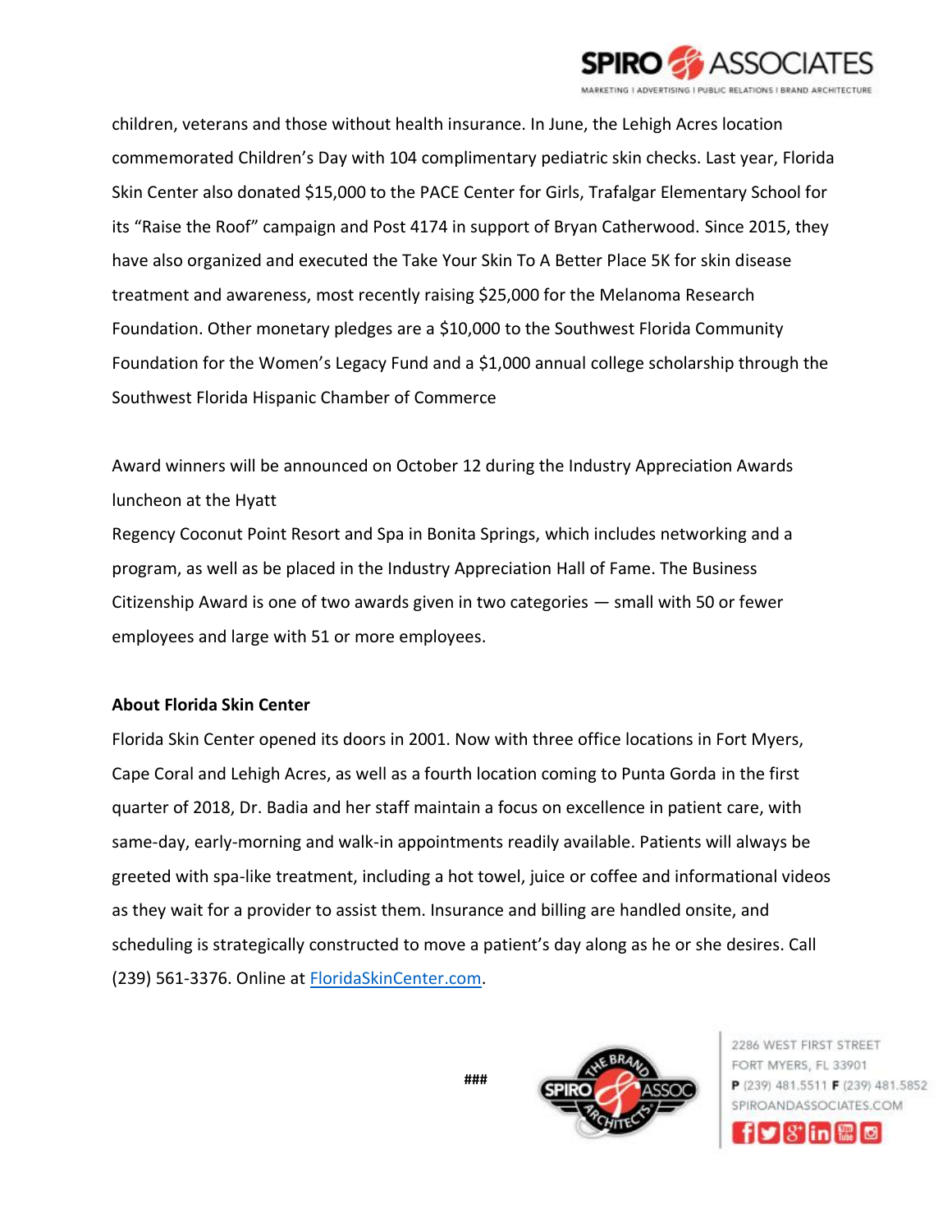children, veterans and those without health insurance. In June, the Lehigh Acres location commemorated Children's Day with 104 complimentary pediatric skin checks. Last year, Florida Skin Center also donated $15,000 to the PACE Center for Girls, Trafalgar Elementary School for its "Raise the Roof" campaign and Post 4174 in support of Bryan Catherwood. Since 2015, they have also organized and executed the Take Your Skin To A Better Place 5K for skin disease treatment and awareness, most recently raising $25,000 for the Melanoma Research Foundation. Other monetary pledges are a $10,000 to the Southwest Florida Community Foundation for the Women's Legacy Fund and a $1,000 annual college scholarship through the Southwest Florida Hispanic Chamber of Commerce

Award winners will be announced on October 12 during the Industry Appreciation Awards luncheon at the Hyatt
Regency Coconut Point Resort and Spa in Bonita Springs, which includes networking and a program, as well as be placed in the Industry Appreciation Hall of Fame. The Business Citizenship Award is one of two awards given in two categories — small with 50 or fewer employees and large with 51 or more employees.

**About Florida Skin Center**

Florida Skin Center opened its doors in 2001. Now with three office locations in Fort Myers, Cape Coral and Lehigh Acres, as well as a fourth location coming to Punta Gorda in the first quarter of 2018, Dr. Badia and her staff maintain a focus on excellence in patient care, with same-day, early-morning and walk-in appointments readily available. Patients will always be greeted with spa-like treatment, including a hot towel, juice or coffee and informational videos as they wait for a provider to assist them. Insurance and billing are handled onsite, and scheduling is strategically constructed to move a patient's day along as he or she desires. Call (239) 561-3376. Online at [FloridaSkinCenter.com](http://FloridaSkinCenter.com).

###

2286 WEST FIRST STREET
FORT MYERS, FL 33901
**P** (239) 481.5511 **F** (239) 481.5852
SPIROANDASSOCIATES.COM